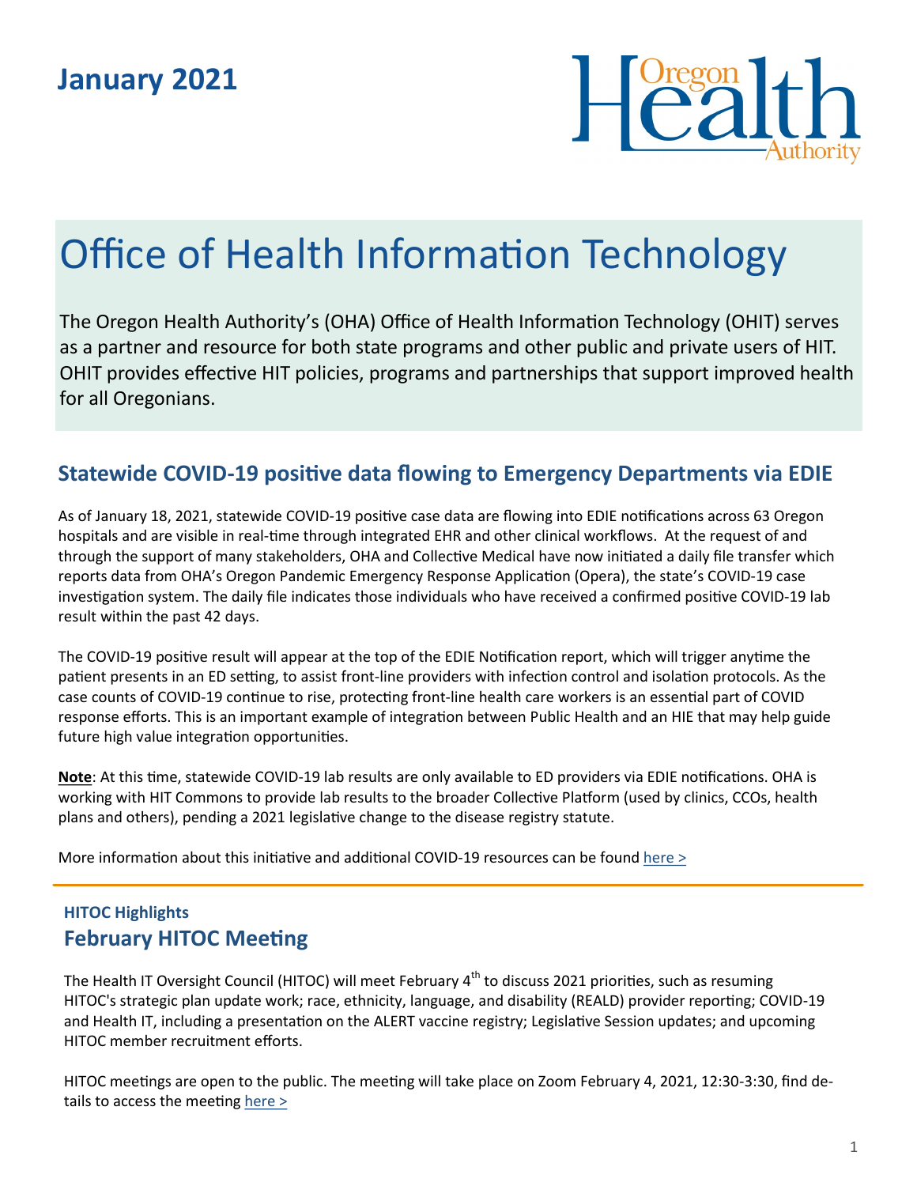January 2021

Oregon Health Authority

# Office of Health Information Technology

The Oregon Health Authority's (OHA) Office of Health Information Technology (OHIT) serves as a partner and resource for both state programs and other public and private users of HIT. OHIT provides effective HIT policies, programs and partnerships that support improved health for all Oregonians.

## Statewide COVID-19 positive data flowing to Emergency Departments via EDIE

As of January 18, 2021, statewide COVID-19 positive case data are flowing into EDIE notifications across 63 Oregon hospitals and are visible in real-time through integrated EHR and other clinical workflows. At the request of and through the support of many stakeholders, OHA and Collective Medical have now initiated a daily file transfer which reports data from OHA's Oregon Pandemic Emergency Response Application (Opera), the state's COVID-19 case investigation system. The daily file indicates those individuals who have received a confirmed positive COVID-19 lab result within the past 42 days.

The COVID-19 positive result will appear at the top of the EDIE Notification report, which will trigger anytime the patient presents in an ED setting, to assist front-line providers with infection control and isolation protocols. As the case counts of COVID-19 continue to rise, protecting front-line health care workers is an essential part of COVID response efforts. This is an important example of integration between Public Health and an HIE that may help guide future high value integration opportunities.

**Note**: At this time, statewide COVID-19 lab results are only available to ED providers via EDIE notifications. OHA is working with HIT Commons to provide lab results to the broader Collective Platform (used by clinics, CCOs, health plans and others), pending a 2021 legislative change to the disease registry statute.

More information about this initiative and additional COVID-19 resources can be found here >

---

### HITOC Highlights

## February HITOC Meeting

The Health IT Oversight Council (HITOC) will meet February 4th to discuss 2021 priorities, such as resuming HITOC's strategic plan update work; race, ethnicity, language, and disability (REALD) provider reporting; COVID-19 and Health IT, including a presentation on the ALERT vaccine registry; Legislative Session updates; and upcoming HITOC member recruitment efforts.

HITOC meetings are open to the public. The meeting will take place on Zoom February 4, 2021, 12:30-3:30, find details to access the meeting here >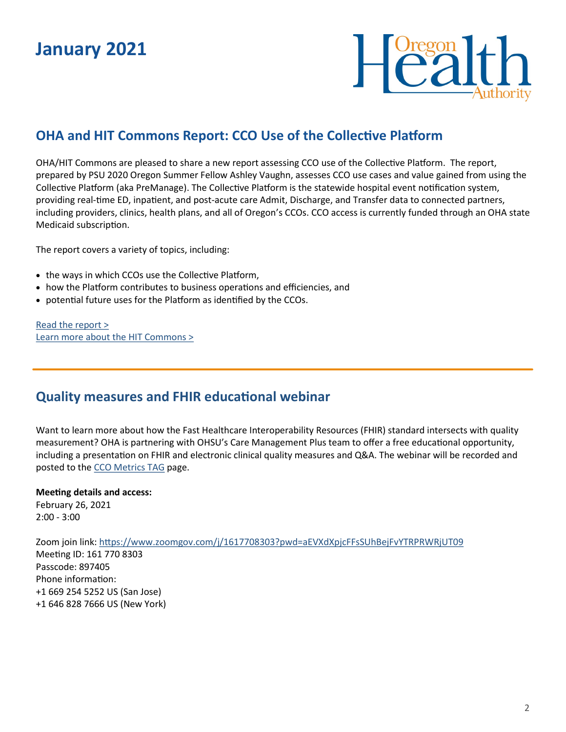# January 2021

## OHA and HIT Commons Report: CCO Use of the Collective Platform

OHA/HIT Commons are pleased to share a new report assessing CCO use of the Collective Platform. The report, prepared by PSU 2020 Oregon Summer Fellow Ashley Vaughn, assesses CCO use cases and value gained from using the Collective Platform (aka PreManage). The Collective Platform is the statewide hospital event notification system, providing real-time ED, inpatient, and post-acute care Admit, Discharge, and Transfer data to connected partners, including providers, clinics, health plans, and all of Oregon's CCOs. CCO access is currently funded through an OHA state Medicaid subscription.

The report covers a variety of topics, including:

- the ways in which CCOs use the Collective Platform,
- how the Platform contributes to business operations and efficiencies, and
- potential future uses for the Platform as identified by the CCOs.

Read the report >
Learn more about the HIT Commons >

---

## Quality measures and FHIR educational webinar

Want to learn more about how the Fast Healthcare Interoperability Resources (FHIR) standard intersects with quality measurement? OHA is partnering with OHSU's Care Management Plus team to offer a free educational opportunity, including a presentation on FHIR and electronic clinical quality measures and Q&A. The webinar will be recorded and posted to the CCO Metrics TAG page.

**Meeting details and access:**
February 26, 2021
2:00 - 3:00

Zoom join link: https://www.zoomgov.com/j/1617708303?pwd=aEVXdXpjcFFsSUhBejFvYTRPRWRjUT09
Meeting ID: 161 770 8303
Passcode: 897405
Phone information:
+1 669 254 5252 US (San Jose)
+1 646 828 7666 US (New York)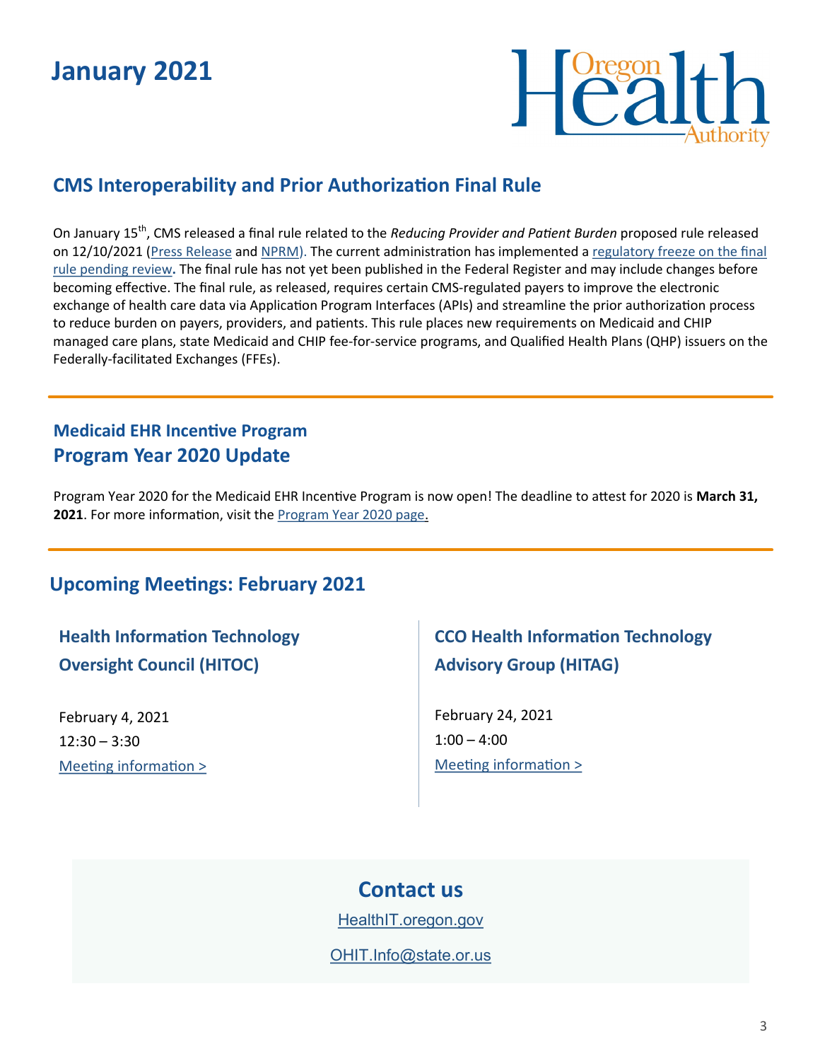# January 2021

## CMS Interoperability and Prior Authorization Final Rule

On January 15th, CMS released a final rule related to the *Reducing Provider and Patient Burden* proposed rule released on 12/10/2021 (Press Release and NPRM). The current administration has implemented a regulatory freeze on the final rule pending review**.** The final rule has not yet been published in the Federal Register and may include changes before becoming effective. The final rule, as released, requires certain CMS-regulated payers to improve the electronic exchange of health care data via Application Program Interfaces (APIs) and streamline the prior authorization process to reduce burden on payers, providers, and patients. This rule places new requirements on Medicaid and CHIP managed care plans, state Medicaid and CHIP fee-for-service programs, and Qualified Health Plans (QHP) issuers on the Federally-facilitated Exchanges (FFEs).

---

### Medicaid EHR Incentive Program
## Program Year 2020 Update

Program Year 2020 for the Medicaid EHR Incentive Program is now open! The deadline to attest for 2020 is **March 31, 2021**. For more information, visit the Program Year 2020 page.

---

## Upcoming Meetings: February 2021

### Health Information Technology Oversight Council (HITOC)

February 4, 2021
12:30 – 3:30
Meeting information >

### CCO Health Information Technology Advisory Group (HITAG)

February 24, 2021
1:00 – 4:00
Meeting information >

## Contact us

HealthIT.oregon.gov

OHIT.Info@state.or.us